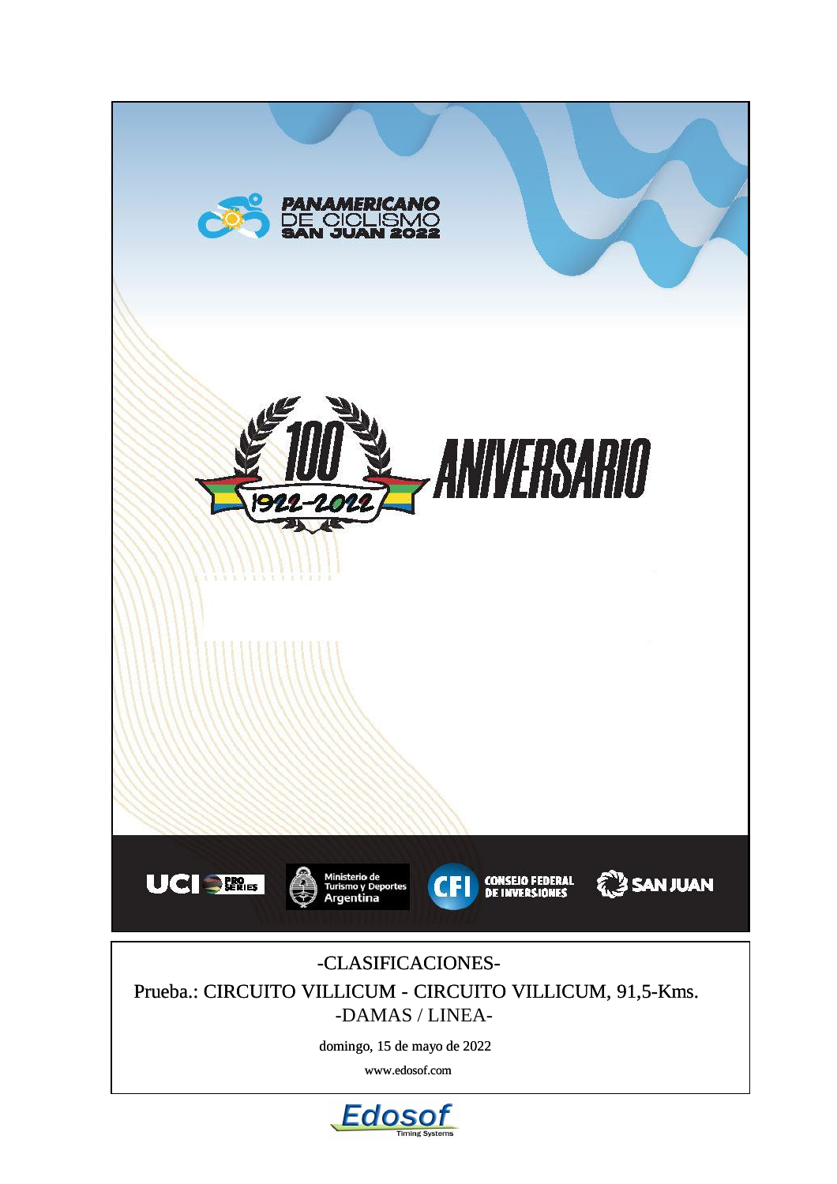PANAMERICANO DE CICLISMO SAN JUAN 2022

100 ANIVERSARIO 1922-2022

UCI PRO SERIES — Ministerio de Turismo y Deportes Argentina — CFI CONSEJO FEDERAL DE INVERSIONES — SAN JUAN

-CLASIFICACIONES-

Prueba.: CIRCUITO VILLICUM - CIRCUITO VILLICUM, 91,5-Kms.

-DAMAS / LINEA-

domingo, 15 de mayo de 2022

www.edosof.com

Edosof Timing Systems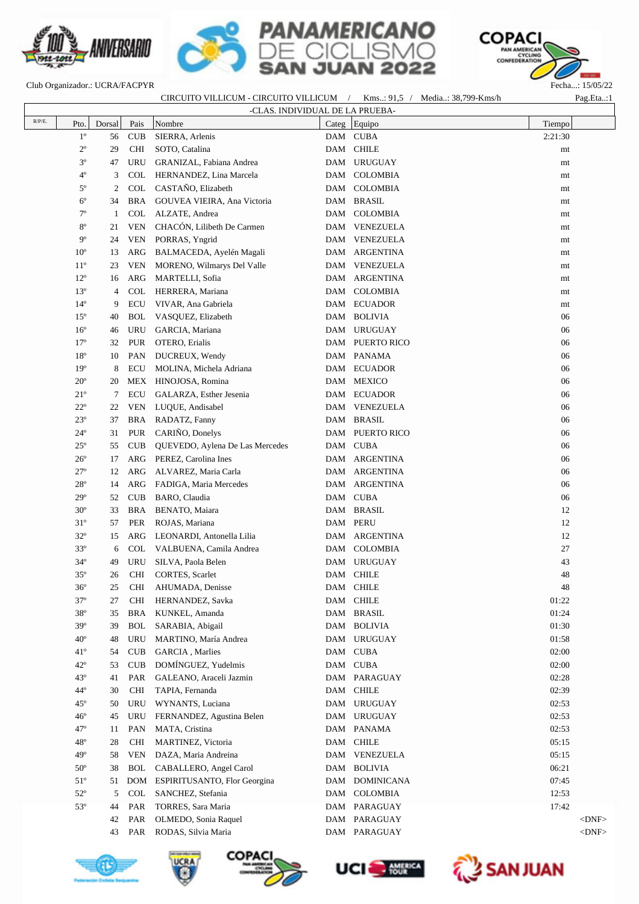Club Organizador.: UCRA/FACPYR

Fecha...: 15/05/22

CIRCUITO VILLICUM - CIRCUITO VILLICUM / Kms..: 91,5 / Media..: 38,799-Kms/h

Pag.Eta..:1

-CLAS. INDIVIDUAL DE LA PRUEBA-

| R/P/E. | Pto. | Dorsal | Pais | Nombre | Categ | Equipo | Tiempo | |
|---|---|---|---|---|---|---|---|---|
| | 1º | 56 | CUB | SIERRA, Arlenis | DAM | CUBA | 2:21:30 | |
| | 2º | 29 | CHI | SOTO, Catalina | DAM | CHILE | mt | |
| | 3º | 47 | URU | GRANIZAL, Fabiana Andrea | DAM | URUGUAY | mt | |
| | 4º | 3 | COL | HERNANDEZ, Lina Marcela | DAM | COLOMBIA | mt | |
| | 5º | 2 | COL | CASTAÑO, Elizabeth | DAM | COLOMBIA | mt | |
| | 6º | 34 | BRA | GOUVEA VIEIRA, Ana Victoria | DAM | BRASIL | mt | |
| | 7º | 1 | COL | ALZATE, Andrea | DAM | COLOMBIA | mt | |
| | 8º | 21 | VEN | CHACÓN, Lilibeth De Carmen | DAM | VENEZUELA | mt | |
| | 9º | 24 | VEN | PORRAS, Yngrid | DAM | VENEZUELA | mt | |
| | 10º | 13 | ARG | BALMACEDA, Ayelén Magali | DAM | ARGENTINA | mt | |
| | 11º | 23 | VEN | MORENO, Wilmarys Del Valle | DAM | VENEZUELA | mt | |
| | 12º | 16 | ARG | MARTELLI, Sofia | DAM | ARGENTINA | mt | |
| | 13º | 4 | COL | HERRERA, Mariana | DAM | COLOMBIA | mt | |
| | 14º | 9 | ECU | VIVAR, Ana Gabriela | DAM | ECUADOR | mt | |
| | 15º | 40 | BOL | VASQUEZ, Elizabeth | DAM | BOLIVIA | 06 | |
| | 16º | 46 | URU | GARCIA, Mariana | DAM | URUGUAY | 06 | |
| | 17º | 32 | PUR | OTERO, Erialis | DAM | PUERTO RICO | 06 | |
| | 18º | 10 | PAN | DUCREUX, Wendy | DAM | PANAMA | 06 | |
| | 19º | 8 | ECU | MOLINA, Michela Adriana | DAM | ECUADOR | 06 | |
| | 20º | 20 | MEX | HINOJOSA, Romina | DAM | MEXICO | 06 | |
| | 21º | 7 | ECU | GALARZA, Esther Jesenia | DAM | ECUADOR | 06 | |
| | 22º | 22 | VEN | LUQUE, Andisabel | DAM | VENEZUELA | 06 | |
| | 23º | 37 | BRA | RADATZ, Fanny | DAM | BRASIL | 06 | |
| | 24º | 31 | PUR | CARIÑO, Donelys | DAM | PUERTO RICO | 06 | |
| | 25º | 55 | CUB | QUEVEDO, Aylena De Las Mercedes | DAM | CUBA | 06 | |
| | 26º | 17 | ARG | PEREZ, Carolina Ines | DAM | ARGENTINA | 06 | |
| | 27º | 12 | ARG | ALVAREZ, Maria Carla | DAM | ARGENTINA | 06 | |
| | 28º | 14 | ARG | FADIGA, Maria Mercedes | DAM | ARGENTINA | 06 | |
| | 29º | 52 | CUB | BARO, Claudia | DAM | CUBA | 06 | |
| | 30º | 33 | BRA | BENATO, Maiara | DAM | BRASIL | 12 | |
| | 31º | 57 | PER | ROJAS, Mariana | DAM | PERU | 12 | |
| | 32º | 15 | ARG | LEONARDI, Antonella Lilia | DAM | ARGENTINA | 12 | |
| | 33º | 6 | COL | VALBUENA, Camila Andrea | DAM | COLOMBIA | 27 | |
| | 34º | 49 | URU | SILVA, Paola Belen | DAM | URUGUAY | 43 | |
| | 35º | 26 | CHI | CORTES, Scarlet | DAM | CHILE | 48 | |
| | 36º | 25 | CHI | AHUMADA, Denisse | DAM | CHILE | 48 | |
| | 37º | 27 | CHI | HERNANDEZ, Savka | DAM | CHILE | 01:22 | |
| | 38º | 35 | BRA | KUNKEL, Amanda | DAM | BRASIL | 01:24 | |
| | 39º | 39 | BOL | SARABIA, Abigail | DAM | BOLIVIA | 01:30 | |
| | 40º | 48 | URU | MARTINO, María Andrea | DAM | URUGUAY | 01:58 | |
| | 41º | 54 | CUB | GARCIA , Marlies | DAM | CUBA | 02:00 | |
| | 42º | 53 | CUB | DOMÍNGUEZ, Yudelmis | DAM | CUBA | 02:00 | |
| | 43º | 41 | PAR | GALEANO, Araceli Jazmin | DAM | PARAGUAY | 02:28 | |
| | 44º | 30 | CHI | TAPIA, Fernanda | DAM | CHILE | 02:39 | |
| | 45º | 50 | URU | WYNANTS, Luciana | DAM | URUGUAY | 02:53 | |
| | 46º | 45 | URU | FERNANDEZ, Agustina Belen | DAM | URUGUAY | 02:53 | |
| | 47º | 11 | PAN | MATA, Cristina | DAM | PANAMA | 02:53 | |
| | 48º | 28 | CHI | MARTINEZ, Victoria | DAM | CHILE | 05:15 | |
| | 49º | 58 | VEN | DAZA, Maria Andreina | DAM | VENEZUELA | 05:15 | |
| | 50º | 38 | BOL | CABALLERO, Angel Carol | DAM | BOLIVIA | 06:21 | |
| | 51º | 51 | DOM | ESPIRITUSANTO, Flor Georgina | DAM | DOMINICANA | 07:45 | |
| | 52º | 5 | COL | SANCHEZ, Stefania | DAM | COLOMBIA | 12:53 | |
| | 53º | 44 | PAR | TORRES, Sara Maria | DAM | PARAGUAY | 17:42 | |
| | | 42 | PAR | OLMEDO, Sonia Raquel | DAM | PARAGUAY | | <DNF> |
| | | 43 | PAR | RODAS, Silvia Maria | DAM | PARAGUAY | | <DNF> |